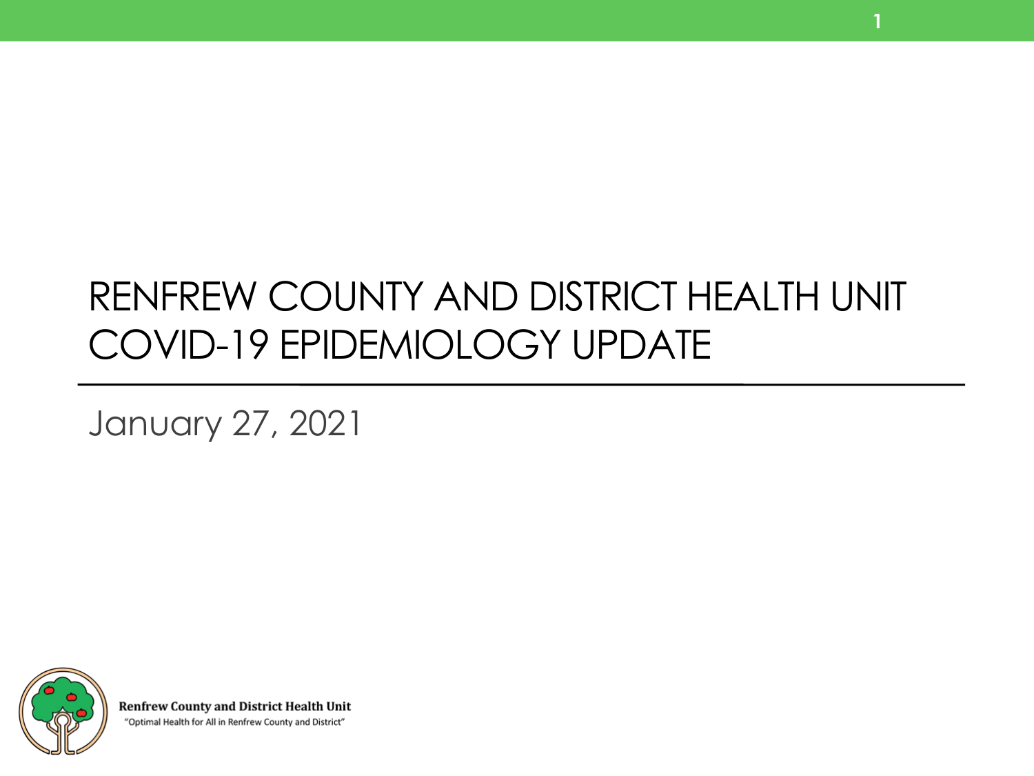# RENFREW COUNTY AND DISTRICT HEALTH UNIT COVID-19 EPIDEMIOLOGY UPDATE

January 27, 2021

**Renfrew County and District Health Unit**
"Optimal Health for All in Renfrew County and District"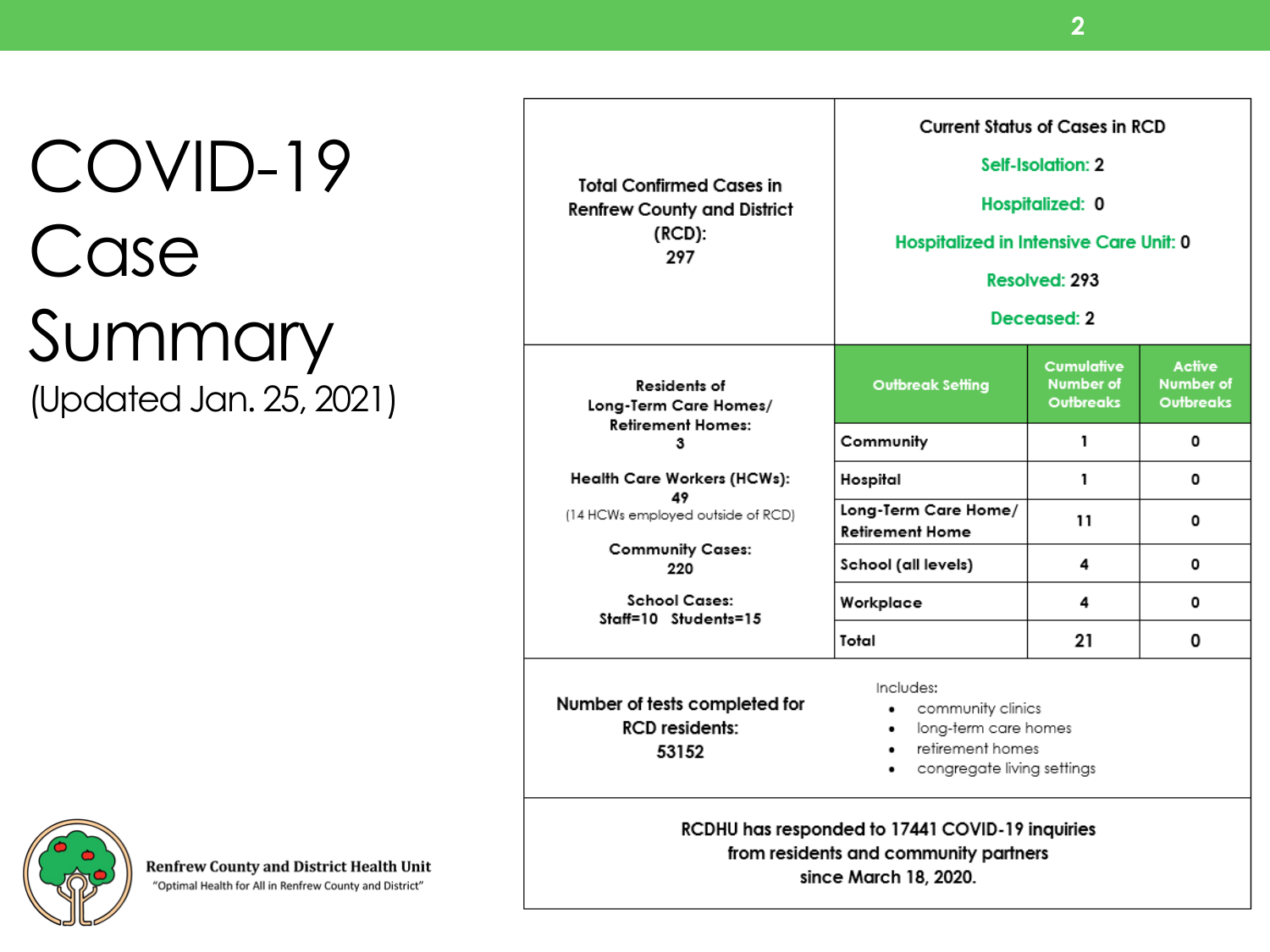# COVID-19 Case Summary

(Updated Jan. 25, 2021)

**Total Confirmed Cases in Renfrew County and District (RCD): 297**

**Current Status of Cases in RCD**

- Self-Isolation: 2
- Hospitalized: 0
- Hospitalized in Intensive Care Unit: 0
- Resolved: 293
- Deceased: 2

**Residents of Long-Term Care Homes/ Retirement Homes:** 3

**Health Care Workers (HCWs):** 49
(14 HCWs employed outside of RCD)

**Community Cases:** 220

**School Cases:** Staff=10 Students=15

| Outbreak Setting | Cumulative Number of Outbreaks | Active Number of Outbreaks |
| --- | --- | --- |
| Community | 1 | 0 |
| Hospital | 1 | 0 |
| Long-Term Care Home/ Retirement Home | 11 | 0 |
| School (all levels) | 4 | 0 |
| Workplace | 4 | 0 |
| Total | 21 | 0 |

**Number of tests completed for RCD residents: 53152**

Includes:

- community clinics
- long-term care homes
- retirement homes
- congregate living settings

RCDHU has responded to 17441 COVID-19 inquiries from residents and community partners since March 18, 2020.

Renfrew County and District Health Unit
"Optimal Health for All in Renfrew County and District"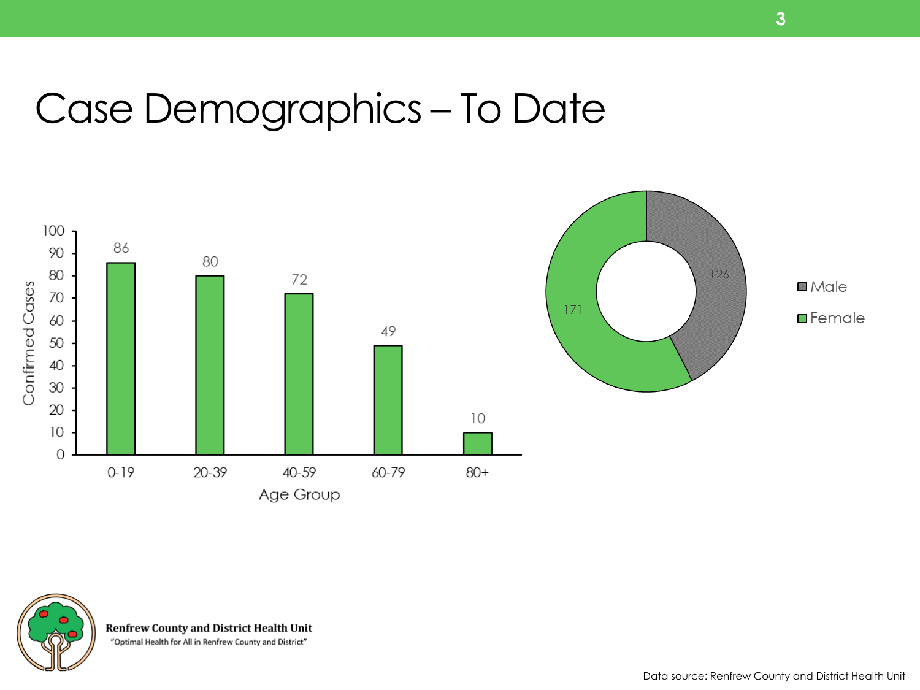# Case Demographics – To Date

| Age Group | Confirmed Cases |
|---|---|
| 0-19 | 86 |
| 20-39 | 80 |
| 40-59 | 72 |
| 60-79 | 49 |
| 80+ | 10 |

| Sex | Cases |
|---|---|
| Male | 126 |
| Female | 171 |

Renfrew County and District Health Unit
"Optimal Health for All in Renfrew County and District"

Data source: Renfrew County and District Health Unit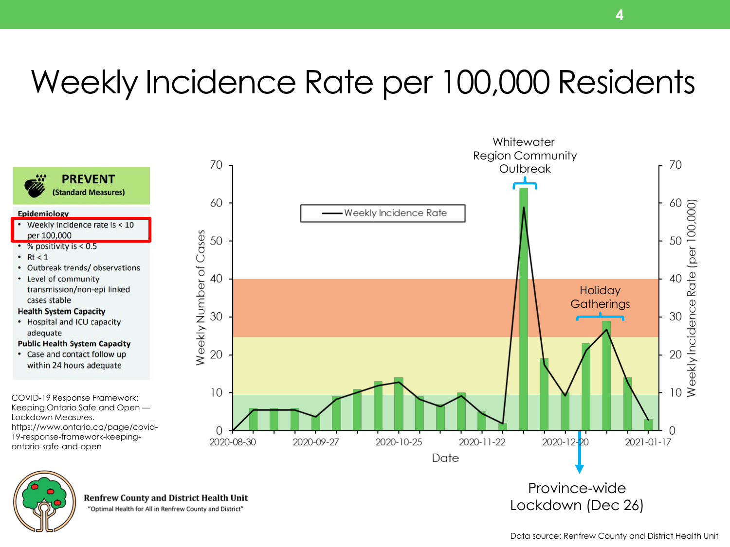# Weekly Incidence Rate per 100,000 Residents

**PREVENT** (Standard Measures)

**Epidemiology**
- Weekly incidence rate is < 10 per 100,000
- % positivity is < 0.5
- Rt < 1
- Outbreak trends/ observations
- Level of community transmission/non-epi linked cases stable

**Health System Capacity**
- Hospital and ICU capacity adequate

**Public Health System Capacity**
- Case and contact follow up within 24 hours adequate

COVID-19 Response Framework: Keeping Ontario Safe and Open — Lockdown Measures. https://www.ontario.ca/page/covid-19-response-framework-keeping-ontario-safe-and-open

Whitewater Region Community Outbreak

Weekly Incidence Rate

Holiday Gatherings

Weekly Number of Cases

Weekly Incidence Rate (per 100,000)

Date

2020-08-30 | 2020-09-27 | 2020-10-25 | 2020-11-22 | 2020-12-20 | 2021-01-17

Province-wide Lockdown (Dec 26)

**Renfrew County and District Health Unit**
"Optimal Health for All in Renfrew County and District"

Data source: Renfrew County and District Health Unit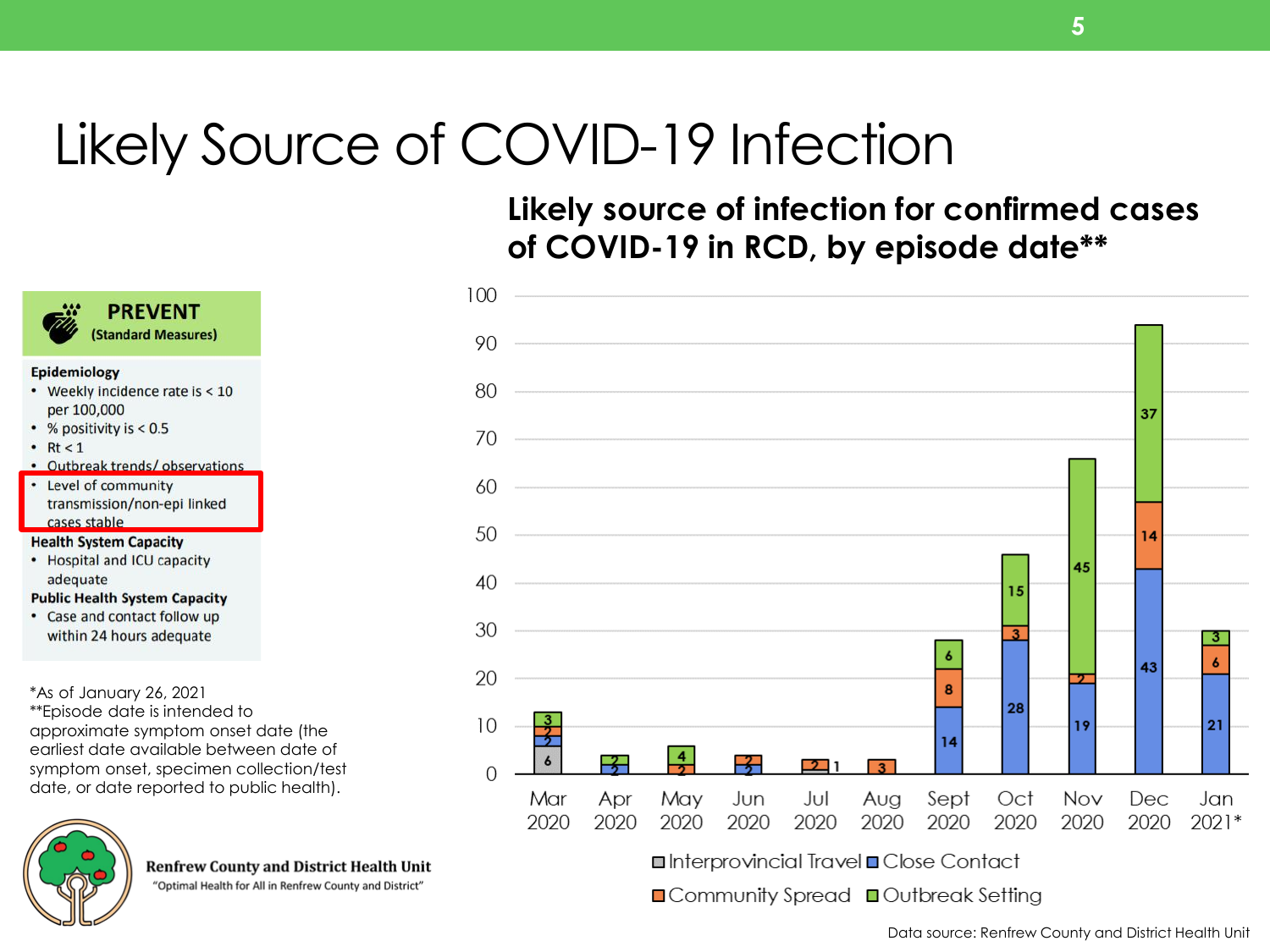# Likely Source of COVID-19 Infection

**PREVENT**
(Standard Measures)

**Epidemiology**
- Weekly incidence rate is < 10 per 100,000
- % positivity is < 0.5
- Rt < 1
- Outbreak trends/ observations
- Level of community transmission/non-epi linked cases stable

**Health System Capacity**
- Hospital and ICU capacity adequate

**Public Health System Capacity**
- Case and contact follow up within 24 hours adequate

*As of January 26, 2021
**Episode date is intended to approximate symptom onset date (the earliest date available between date of symptom onset, specimen collection/test date, or date reported to public health).

## Likely source of infection for confirmed cases of COVID-19 in RCD, by episode date**

| Month | Interprovincial Travel | Close Contact | Community Spread | Outbreak Setting |
|---|---|---|---|---|
| Mar 2020 | 6 | 2 | 2 | 3 |
| Apr 2020 | | 2 | | 2 |
| May 2020 | | | 2 | 4 |
| Jun 2020 | | 2 | 2 | |
| Jul 2020 | 1 | | 2 | |
| Aug 2020 | | | 3 | |
| Sept 2020 | | 14 | 8 | 6 |
| Oct 2020 | | 28 | 3 | 15 |
| Nov 2020 | | 19 | 2 | 45 |
| Dec 2020 | | 43 | 14 | 37 |
| Jan 2021* | | 21 | 6 | 3 |

Data source: Renfrew County and District Health Unit

Renfrew County and District Health Unit
"Optimal Health for All in Renfrew County and District"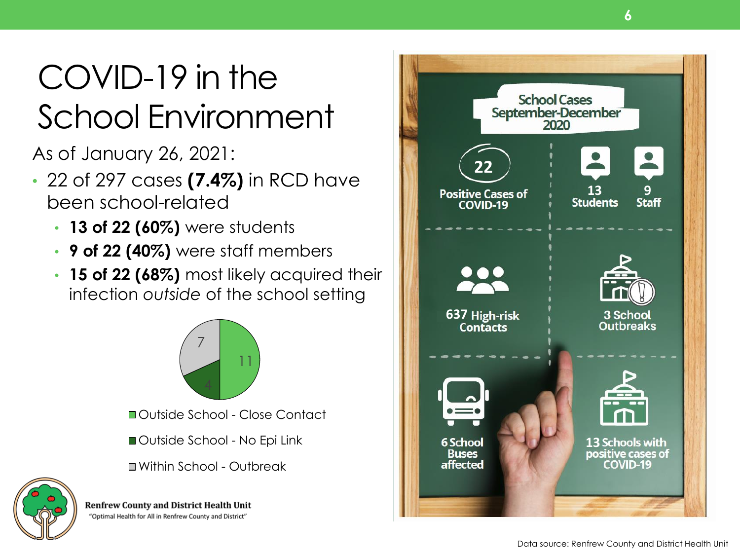# COVID-19 in the School Environment

As of January 26, 2021:

- 22 of 297 cases **(7.4%)** in RCD have been school-related
  - **13 of 22 (60%)** were students
  - **9 of 22 (40%)** were staff members
  - **15 of 22 (68%)** most likely acquired their infection *outside* of the school setting

| Category | Cases |
| --- | --- |
| Outside School - Close Contact | 11 |
| Outside School - No Epi Link | 4 |
| Within School - Outbreak | 7 |

Renfrew County and District Health Unit
"Optimal Health for All in Renfrew County and District"

## School Cases September-December 2020

- **22** Positive Cases of COVID-19
- **13** Students
- **9** Staff
- **637** High-risk Contacts
- **3** School Outbreaks
- **6** School Buses affected
- **13** Schools with positive cases of COVID-19

Data source: Renfrew County and District Health Unit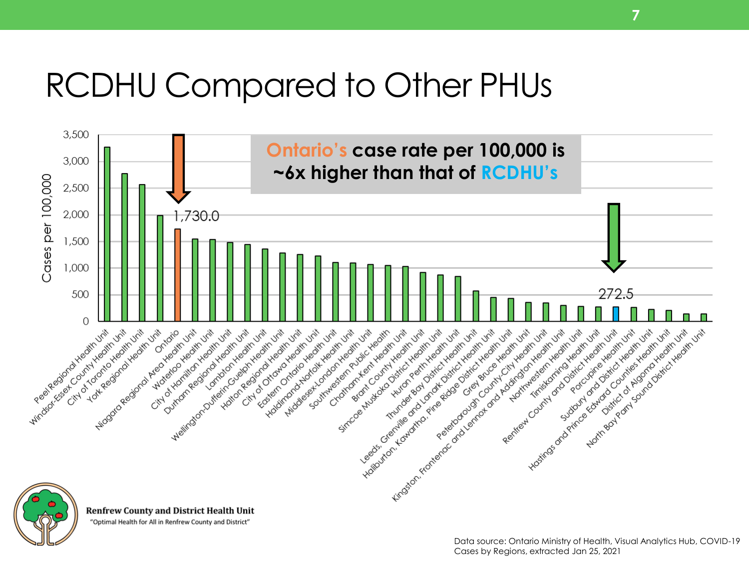# RCDHU Compared to Other PHUs

**Ontario's case rate per 100,000 is ~6x higher than that of RCDHU's**

Cases per 100,000

| Public Health Unit | Cases per 100,000 |
| --- | --- |
| Peel Regional Health Unit | |
| Windsor-Essex County Health Unit | |
| City of Toronto Health Unit | |
| York Regional Health Unit | |
| Ontario | 1,730.0 |
| Niagara Regional Area Health Unit | |
| Waterloo Health Unit | |
| City of Hamilton Health Unit | |
| Durham Regional Health Unit | |
| Lambton Health Unit | |
| Wellington-Dufferin-Guelph Health Unit | |
| Halton Regional Health Unit | |
| City of Ottawa Health Unit | |
| Eastern Ontario Health Unit | |
| Haldimand-Norfolk Health Unit | |
| Middlesex-London Health Unit | |
| Southwestern Public Health | |
| Chatham-Kent Health Unit | |
| Brant County Health Unit | |
| Simcoe Muskoka District Health Unit | |
| Huron Perth Health Unit | |
| Thunder Bay District Health Unit | |
| Leeds, Grenville and Lanark District Health Unit | |
| Haliburton, Kawartha, Pine Ridge District Health Unit | |
| Grey Bruce Health Unit | |
| Peterborough County-City Health Unit | |
| Kingston, Frontenac and Lennox and Addington Health Unit | |
| Northwestern Health Unit | |
| Timiskaming Health Unit | |
| Renfrew County and District Health Unit | 272.5 |
| Porcupine Health Unit | |
| Sudbury and District Health Unit | |
| Hastings and Prince Edward Counties Health Unit | |
| District of Algoma Health Unit | |
| North Bay Parry Sound District Health Unit | |

Renfrew County and District Health Unit
"Optimal Health for All in Renfrew County and District"

Data source: Ontario Ministry of Health, Visual Analytics Hub, COVID-19 Cases by Regions, extracted Jan 25, 2021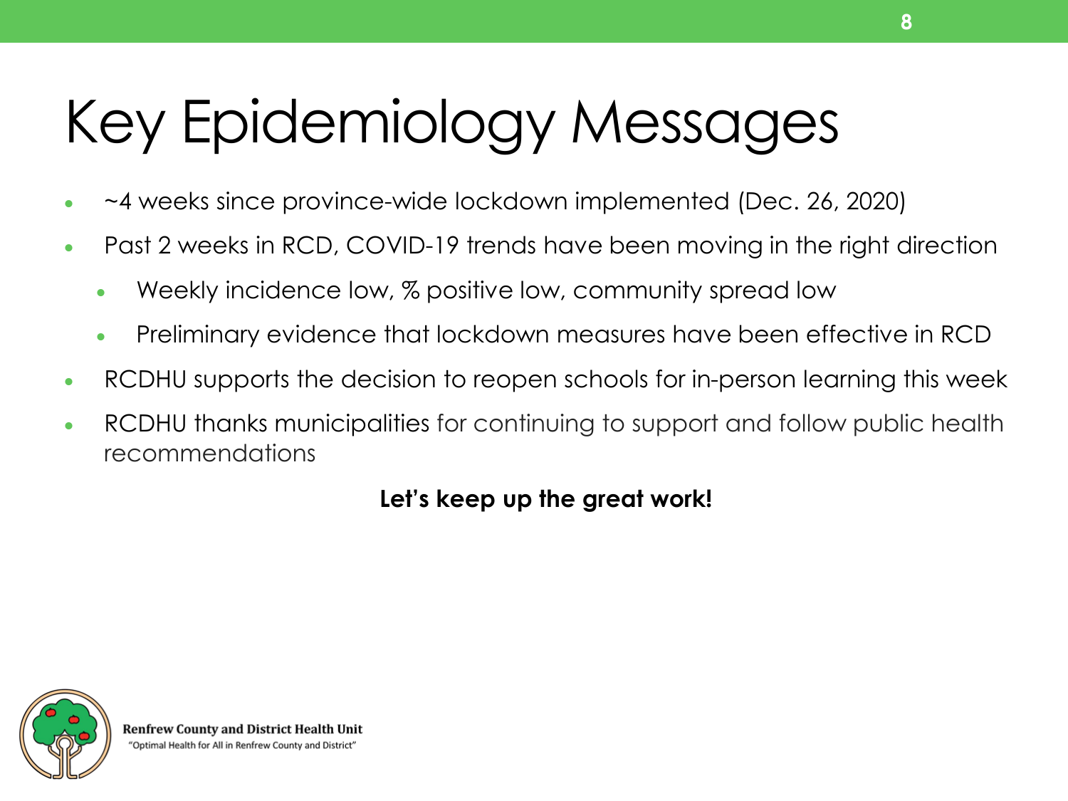# Key Epidemiology Messages

- ~4 weeks since province-wide lockdown implemented (Dec. 26, 2020)
- Past 2 weeks in RCD, COVID-19 trends have been moving in the right direction
  - Weekly incidence low, % positive low, community spread low
  - Preliminary evidence that lockdown measures have been effective in RCD
- RCDHU supports the decision to reopen schools for in-person learning this week
- RCDHU thanks municipalities for continuing to support and follow public health recommendations

**Let's keep up the great work!**

**Renfrew County and District Health Unit**

"Optimal Health for All in Renfrew County and District"